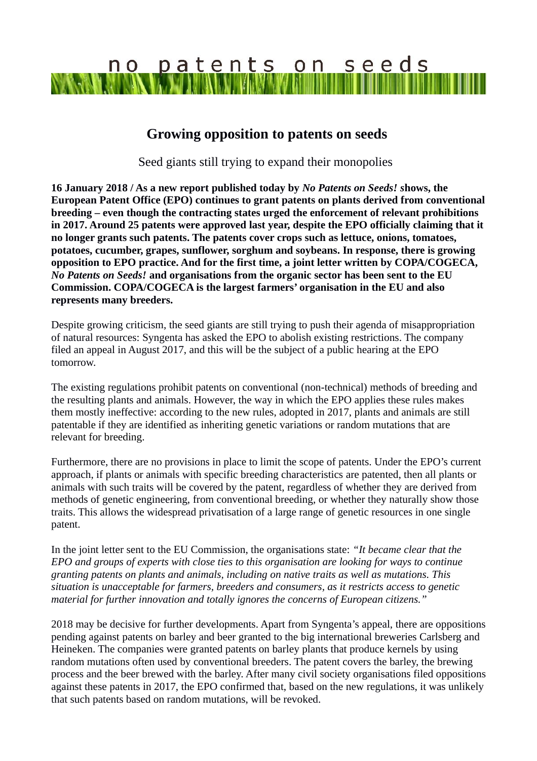no patents on seeds

# Growing opposition to patents on seeds

Seed giants still trying to expand their monopolies

**16 January 2018 / As a new report published today by *No Patents on Seeds!* shows, the European Patent Office (EPO) continues to grant patents on plants derived from conventional breeding – even though the contracting states urged the enforcement of relevant prohibitions in 2017. Around 25 patents were approved last year, despite the EPO officially claiming that it no longer grants such patents. The patents cover crops such as lettuce, onions, tomatoes, potatoes, cucumber, grapes, sunflower, sorghum and soybeans. In response, there is growing opposition to EPO practice. And for the first time, a joint letter written by COPA/COGECA, *No Patents on Seeds!* and organisations from the organic sector has been sent to the EU Commission. COPA/COGECA is the largest farmers' organisation in the EU and also represents many breeders.**

Despite growing criticism, the seed giants are still trying to push their agenda of misappropriation of natural resources: Syngenta has asked the EPO to abolish existing restrictions. The company filed an appeal in August 2017, and this will be the subject of a public hearing at the EPO tomorrow.

The existing regulations prohibit patents on conventional (non-technical) methods of breeding and the resulting plants and animals. However, the way in which the EPO applies these rules makes them mostly ineffective: according to the new rules, adopted in 2017, plants and animals are still patentable if they are identified as inheriting genetic variations or random mutations that are relevant for breeding.

Furthermore, there are no provisions in place to limit the scope of patents. Under the EPO's current approach, if plants or animals with specific breeding characteristics are patented, then all plants or animals with such traits will be covered by the patent, regardless of whether they are derived from methods of genetic engineering, from conventional breeding, or whether they naturally show those traits. This allows the widespread privatisation of a large range of genetic resources in one single patent.

In the joint letter sent to the EU Commission, the organisations state: *"It became clear that the EPO and groups of experts with close ties to this organisation are looking for ways to continue granting patents on plants and animals, including on native traits as well as mutations. This situation is unacceptable for farmers, breeders and consumers, as it restricts access to genetic material for further innovation and totally ignores the concerns of European citizens."*

2018 may be decisive for further developments. Apart from Syngenta's appeal, there are oppositions pending against patents on barley and beer granted to the big international breweries Carlsberg and Heineken. The companies were granted patents on barley plants that produce kernels by using random mutations often used by conventional breeders. The patent covers the barley, the brewing process and the beer brewed with the barley. After many civil society organisations filed oppositions against these patents in 2017, the EPO confirmed that, based on the new regulations, it was unlikely that such patents based on random mutations, will be revoked.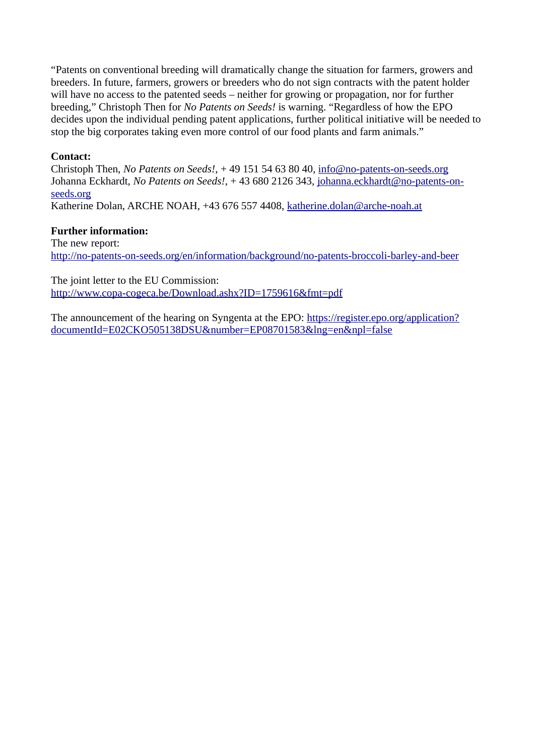"Patents on conventional breeding will dramatically change the situation for farmers, growers and breeders. In future, farmers, growers or breeders who do not sign contracts with the patent holder will have no access to the patented seeds – neither for growing or propagation, nor for further breeding," Christoph Then for *No Patents on Seeds!* is warning. "Regardless of how the EPO decides upon the individual pending patent applications, further political initiative will be needed to stop the big corporates taking even more control of our food plants and farm animals."

**Contact:**
Christoph Then, *No Patents on Seeds!*, + 49 151 54 63 80 40, info@no-patents-on-seeds.org
Johanna Eckhardt, *No Patents on Seeds!*, + 43 680 2126 343, johanna.eckhardt@no-patents-on-seeds.org
Katherine Dolan, ARCHE NOAH, +43 676 557 4408, katherine.dolan@arche-noah.at

**Further information:**
The new report:
http://no-patents-on-seeds.org/en/information/background/no-patents-broccoli-barley-and-beer

The joint letter to the EU Commission:
http://www.copa-cogeca.be/Download.ashx?ID=1759616&fmt=pdf

The announcement of the hearing on Syngenta at the EPO: https://register.epo.org/application?documentId=E02CKO505138DSU&number=EP08701583&lng=en&npl=false